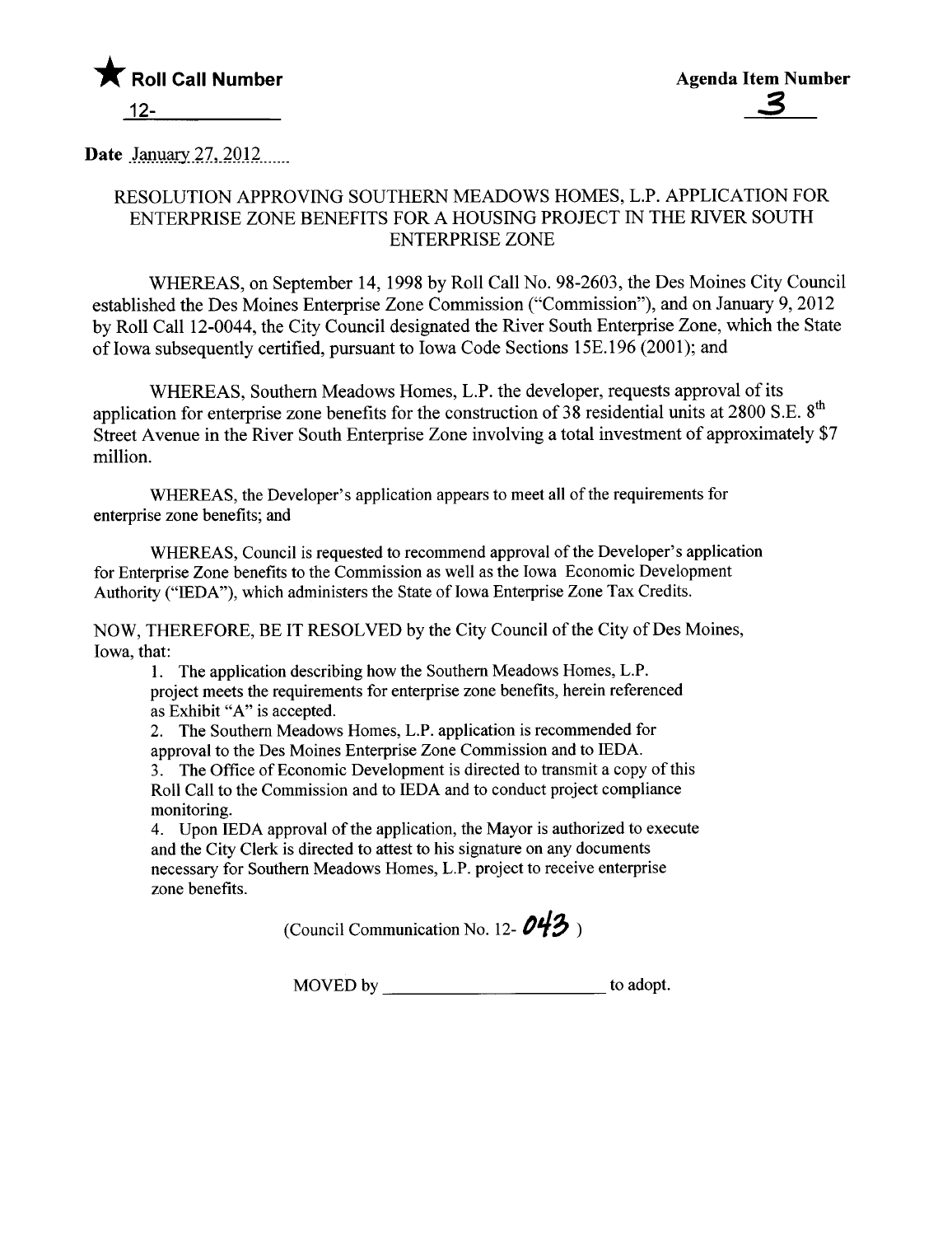★ **Roll Call Number**

12-\_\_\_\_\_\_\_\_\_\_\_\_

**Agenda Item Number**

**3**

**Date** January 27, 2012

RESOLUTION APPROVING SOUTHERN MEADOWS HOMES, L.P. APPLICATION FOR ENTERPRISE ZONE BENEFITS FOR A HOUSING PROJECT IN THE RIVER SOUTH ENTERPRISE ZONE

WHEREAS, on September 14, 1998 by Roll Call No. 98-2603, the Des Moines City Council established the Des Moines Enterprise Zone Commission ("Commission"), and on January 9, 2012 by Roll Call 12-0044, the City Council designated the River South Enterprise Zone, which the State of Iowa subsequently certified, pursuant to Iowa Code Sections 15E.196 (2001); and

WHEREAS, Southern Meadows Homes, L.P. the developer, requests approval of its application for enterprise zone benefits for the construction of 38 residential units at 2800 S.E. 8th Street Avenue in the River South Enterprise Zone involving a total investment of approximately $7 million.

WHEREAS, the Developer's application appears to meet all of the requirements for enterprise zone benefits; and

WHEREAS, Council is requested to recommend approval of the Developer's application for Enterprise Zone benefits to the Commission as well as the Iowa Economic Development Authority ("IEDA"), which administers the State of Iowa Enterprise Zone Tax Credits.

NOW, THEREFORE, BE IT RESOLVED by the City Council of the City of Des Moines, Iowa, that:

1. The application describing how the Southern Meadows Homes, L.P. project meets the requirements for enterprise zone benefits, herein referenced as Exhibit "A" is accepted.
2. The Southern Meadows Homes, L.P. application is recommended for approval to the Des Moines Enterprise Zone Commission and to IEDA.
3. The Office of Economic Development is directed to transmit a copy of this Roll Call to the Commission and to IEDA and to conduct project compliance monitoring.
4. Upon IEDA approval of the application, the Mayor is authorized to execute and the City Clerk is directed to attest to his signature on any documents necessary for Southern Meadows Homes, L.P. project to receive enterprise zone benefits.

(Council Communication No. 12- 043 )

MOVED by \_\_\_\_\_\_\_\_\_\_\_\_\_\_\_\_\_\_\_\_\_\_\_\_ to adopt.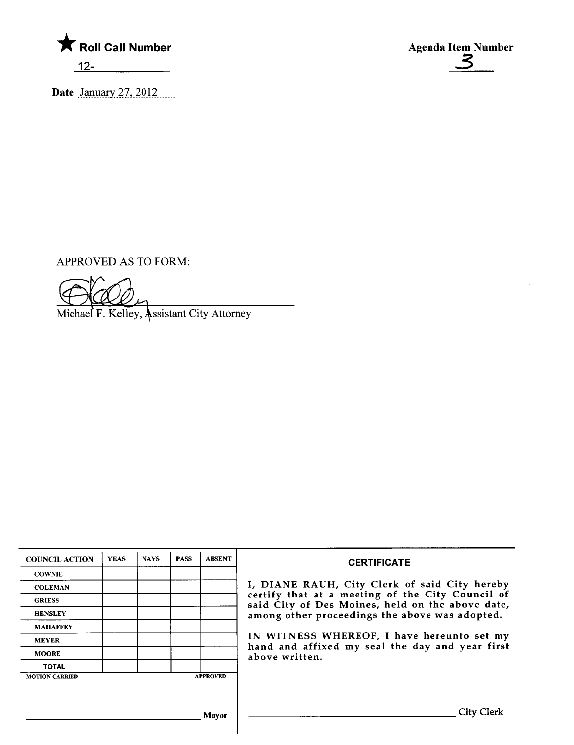★ **Roll Call Number**

12-\_\_\_\_\_\_\_\_\_\_

**Agenda Item Number**

3

**Date** January 27, 2012

APPROVED AS TO FORM:

Michael F. Kelley, Assistant City Attorney

| COUNCIL ACTION | YEAS | NAYS | PASS | ABSENT |
| --- | --- | --- | --- | --- |
| COWNIE | | | | |
| COLEMAN | | | | |
| GRIESS | | | | |
| HENSLEY | | | | |
| MAHAFFEY | | | | |
| MEYER | | | | |
| MOORE | | | | |
| TOTAL | | | | |

MOTION CARRIED APPROVED

\_\_\_\_\_\_\_\_\_\_\_\_\_\_\_\_\_\_\_\_\_\_\_\_\_\_\_\_ Mayor

**CERTIFICATE**

I, DIANE RAUH, City Clerk of said City hereby certify that at a meeting of the City Council of said City of Des Moines, held on the above date, among other proceedings the above was adopted.

IN WITNESS WHEREOF, I have hereunto set my hand and affixed my seal the day and year first above written.

\_\_\_\_\_\_\_\_\_\_\_\_\_\_\_\_\_\_\_\_\_\_\_\_\_\_\_\_ City Clerk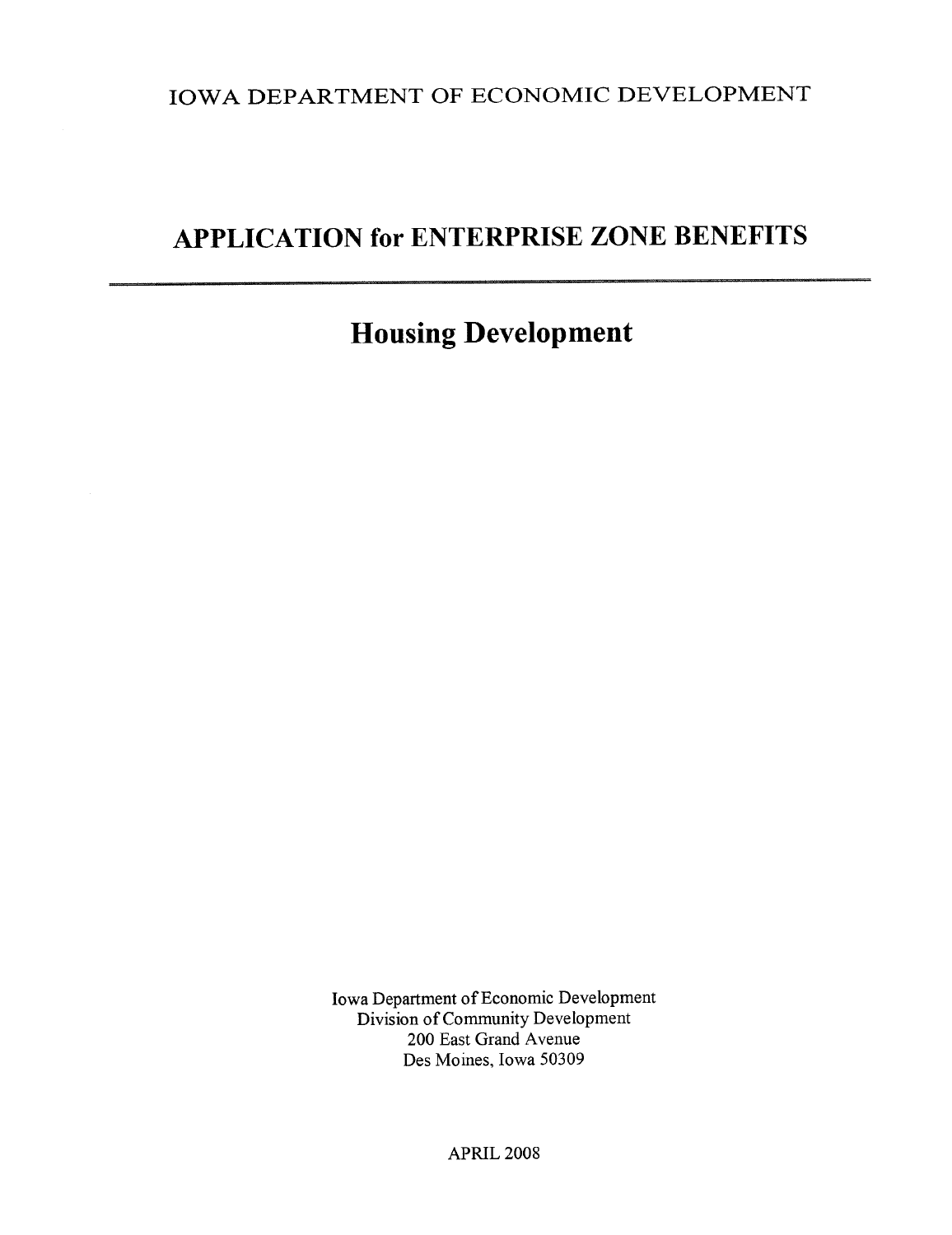IOWA DEPARTMENT OF ECONOMIC DEVELOPMENT

# APPLICATION for ENTERPRISE ZONE BENEFITS

---

## Housing Development

Iowa Department of Economic Development
Division of Community Development
200 East Grand Avenue
Des Moines, Iowa 50309

APRIL 2008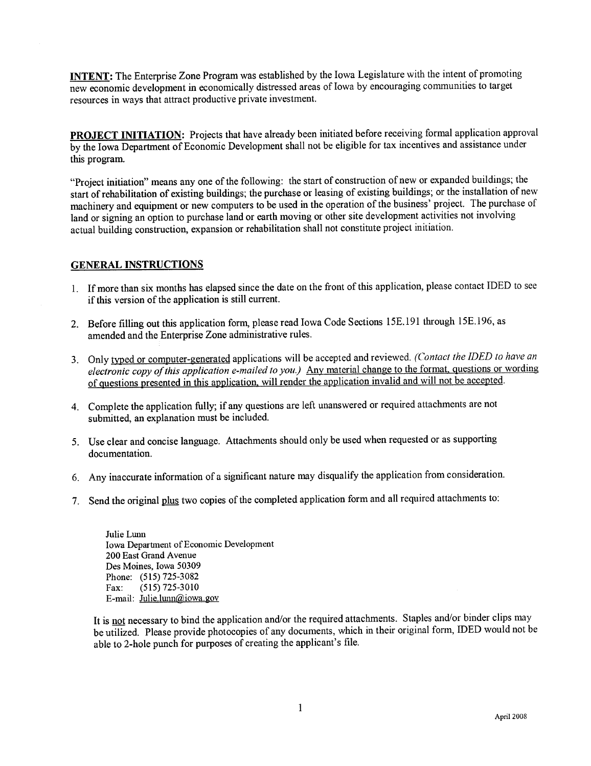**INTENT:** The Enterprise Zone Program was established by the Iowa Legislature with the intent of promoting new economic development in economically distressed areas of Iowa by encouraging communities to target resources in ways that attract productive private investment.

**PROJECT INITIATION:** Projects that have already been initiated before receiving formal application approval by the Iowa Department of Economic Development shall not be eligible for tax incentives and assistance under this program.

"Project initiation" means any one of the following: the start of construction of new or expanded buildings; the start of rehabilitation of existing buildings; the purchase or leasing of existing buildings; or the installation of new machinery and equipment or new computers to be used in the operation of the business' project. The purchase of land or signing an option to purchase land or earth moving or other site development activities not involving actual building construction, expansion or rehabilitation shall not constitute project initiation.

## GENERAL INSTRUCTIONS

1. If more than six months has elapsed since the date on the front of this application, please contact IDED to see if this version of the application is still current.

2. Before filling out this application form, please read Iowa Code Sections 15E.191 through 15E.196, as amended and the Enterprise Zone administrative rules.

3. Only typed or computer-generated applications will be accepted and reviewed. *(Contact the IDED to have an electronic copy of this application e-mailed to you.)* Any material change to the format, questions or wording of questions presented in this application, will render the application invalid and will not be accepted.

4. Complete the application fully; if any questions are left unanswered or required attachments are not submitted, an explanation must be included.

5. Use clear and concise language. Attachments should only be used when requested or as supporting documentation.

6. Any inaccurate information of a significant nature may disqualify the application from consideration.

7. Send the original plus two copies of the completed application form and all required attachments to:

   Julie Lunn
   Iowa Department of Economic Development
   200 East Grand Avenue
   Des Moines, Iowa 50309
   Phone: (515) 725-3082
   Fax: (515) 725-3010
   E-mail: Julie.lunn@iowa.gov

   It is not necessary to bind the application and/or the required attachments. Staples and/or binder clips may be utilized. Please provide photocopies of any documents, which in their original form, IDED would not be able to 2-hole punch for purposes of creating the applicant's file.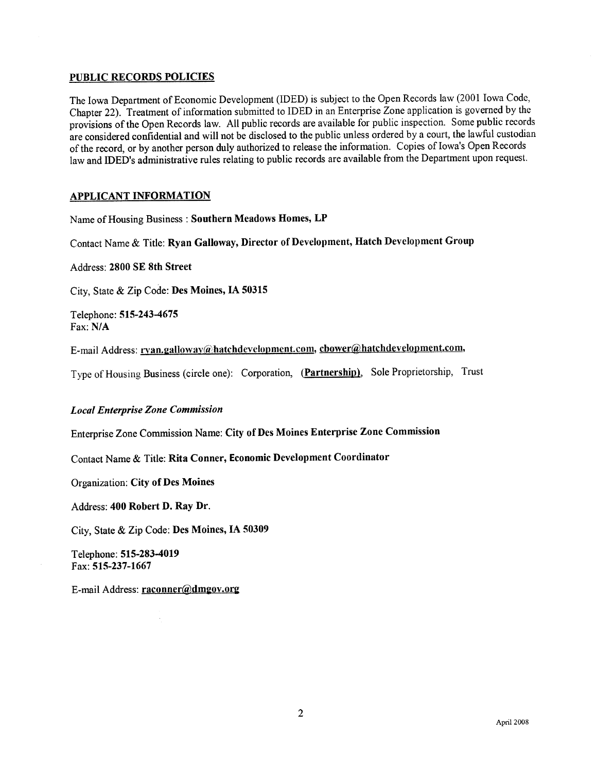## PUBLIC RECORDS POLICIES

The Iowa Department of Economic Development (IDED) is subject to the Open Records law (2001 Iowa Code, Chapter 22). Treatment of information submitted to IDED in an Enterprise Zone application is governed by the provisions of the Open Records law. All public records are available for public inspection. Some public records are considered confidential and will not be disclosed to the public unless ordered by a court, the lawful custodian of the record, or by another person duly authorized to release the information. Copies of Iowa's Open Records law and IDED's administrative rules relating to public records are available from the Department upon request.

## APPLICANT INFORMATION

Name of Housing Business : **Southern Meadows Homes, LP**

Contact Name & Title: **Ryan Galloway, Director of Development, Hatch Development Group**

Address: **2800 SE 8th Street**

City, State & Zip Code: **Des Moines, IA 50315**

Telephone: **515-243-4675**
Fax: **N/A**

E-mail Address: **ryan.galloway@hatchdevelopment.com**, **cbower@hatchdevelopment.com**,

Type of Housing Business (circle one): Corporation, **(Partnership)**, Sole Proprietorship, Trust

### *Local Enterprise Zone Commission*

Enterprise Zone Commission Name: **City of Des Moines Enterprise Zone Commission**

Contact Name & Title: **Rita Conner, Economic Development Coordinator**

Organization: **City of Des Moines**

Address: **400 Robert D. Ray Dr.**

City, State & Zip Code: **Des Moines, IA 50309**

Telephone: **515-283-4019**
Fax: **515-237-1667**

E-mail Address: **raconner@dmgov.org**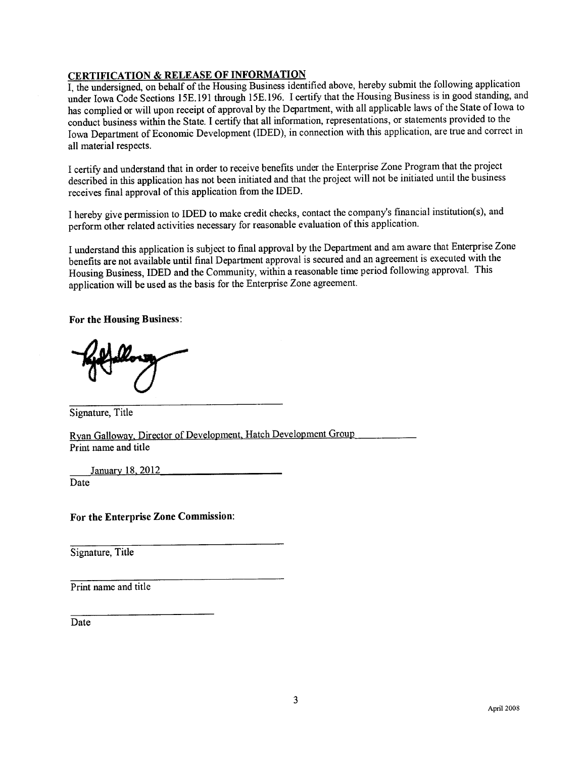## CERTIFICATION & RELEASE OF INFORMATION

I, the undersigned, on behalf of the Housing Business identified above, hereby submit the following application under Iowa Code Sections 15E.191 through 15E.196. I certify that the Housing Business is in good standing, and has complied or will upon receipt of approval by the Department, with all applicable laws of the State of Iowa to conduct business within the State. I certify that all information, representations, or statements provided to the Iowa Department of Economic Development (IDED), in connection with this application, are true and correct in all material respects.

I certify and understand that in order to receive benefits under the Enterprise Zone Program that the project described in this application has not been initiated and that the project will not be initiated until the business receives final approval of this application from the IDED.

I hereby give permission to IDED to make credit checks, contact the company's financial institution(s), and perform other related activities necessary for reasonable evaluation of this application.

I understand this application is subject to final approval by the Department and am aware that Enterprise Zone benefits are not available until final Department approval is secured and an agreement is executed with the Housing Business, IDED and the Community, within a reasonable time period following approval. This application will be used as the basis for the Enterprise Zone agreement.

**For the Housing Business:**

[Signature]

Signature, Title

Ryan Galloway, Director of Development, Hatch Development Group
Print name and title

January 18, 2012
Date

**For the Enterprise Zone Commission:**

\_\_\_\_\_\_\_\_\_\_\_\_\_\_\_\_\_\_\_\_\_\_\_\_\_\_\_\_\_\_
Signature, Title

\_\_\_\_\_\_\_\_\_\_\_\_\_\_\_\_\_\_\_\_\_\_\_\_\_\_\_\_\_\_
Print name and title

\_\_\_\_\_\_\_\_\_\_\_\_\_\_\_\_\_\_\_\_\_\_\_\_
Date

April 2008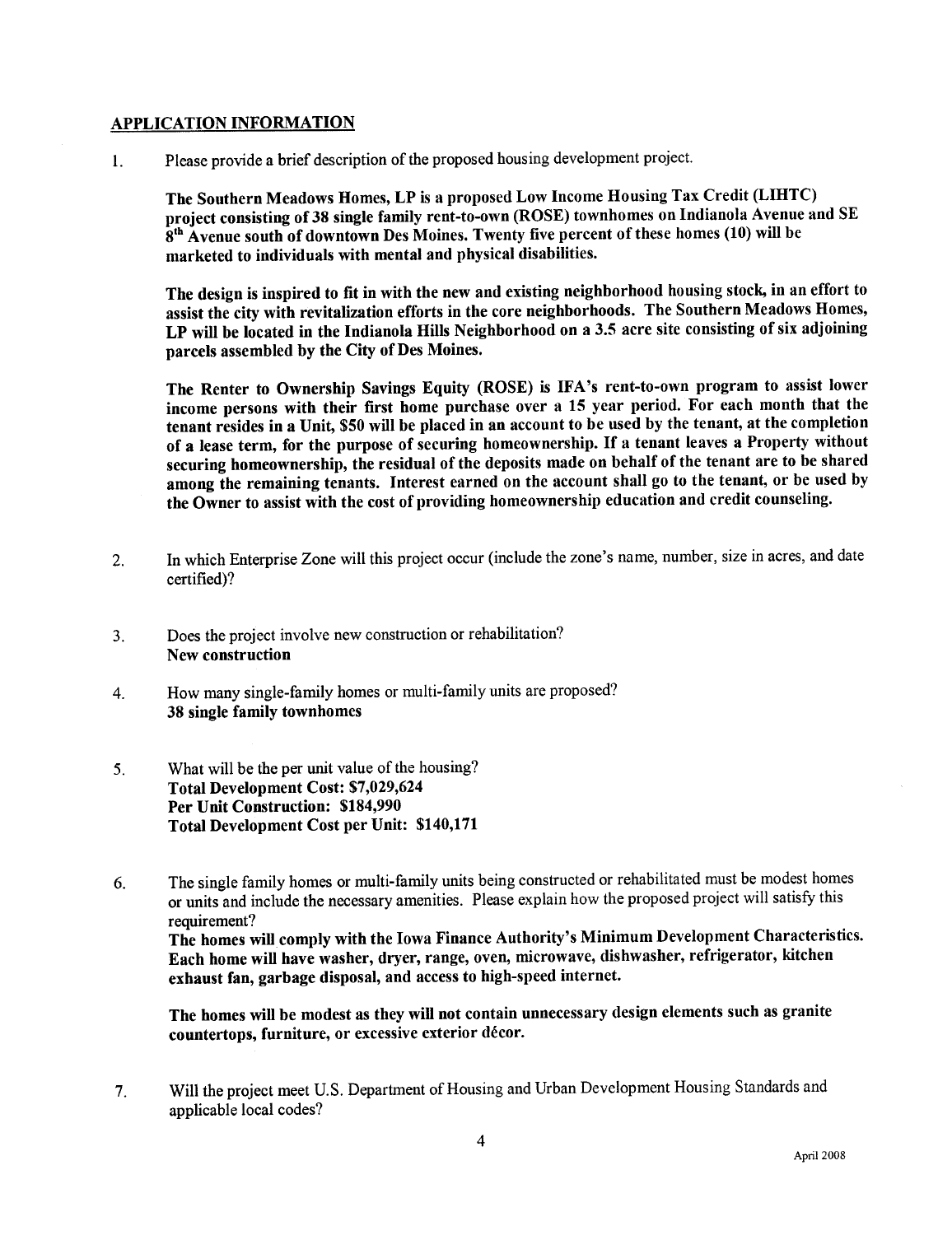## APPLICATION INFORMATION

1. Please provide a brief description of the proposed housing development project.

   **The Southern Meadows Homes, LP is a proposed Low Income Housing Tax Credit (LIHTC) project consisting of 38 single family rent-to-own (ROSE) townhomes on Indianola Avenue and SE 8th Avenue south of downtown Des Moines. Twenty five percent of these homes (10) will be marketed to individuals with mental and physical disabilities.**

   **The design is inspired to fit in with the new and existing neighborhood housing stock, in an effort to assist the city with revitalization efforts in the core neighborhoods. The Southern Meadows Homes, LP will be located in the Indianola Hills Neighborhood on a 3.5 acre site consisting of six adjoining parcels assembled by the City of Des Moines.**

   **The Renter to Ownership Savings Equity (ROSE) is IFA's rent-to-own program to assist lower income persons with their first home purchase over a 15 year period. For each month that the tenant resides in a Unit, $50 will be placed in an account to be used by the tenant, at the completion of a lease term, for the purpose of securing homeownership. If a tenant leaves a Property without securing homeownership, the residual of the deposits made on behalf of the tenant are to be shared among the remaining tenants. Interest earned on the account shall go to the tenant, or be used by the Owner to assist with the cost of providing homeownership education and credit counseling.**

2. In which Enterprise Zone will this project occur (include the zone's name, number, size in acres, and date certified)?

3. Does the project involve new construction or rehabilitation?
   **New construction**

4. How many single-family homes or multi-family units are proposed?
   **38 single family townhomes**

5. What will be the per unit value of the housing?
   **Total Development Cost: $7,029,624**
   **Per Unit Construction: $184,990**
   **Total Development Cost per Unit: $140,171**

6. The single family homes or multi-family units being constructed or rehabilitated must be modest homes or units and include the necessary amenities. Please explain how the proposed project will satisfy this requirement?
   **The homes will comply with the Iowa Finance Authority's Minimum Development Characteristics. Each home will have washer, dryer, range, oven, microwave, dishwasher, refrigerator, kitchen exhaust fan, garbage disposal, and access to high-speed internet.**

   **The homes will be modest as they will not contain unnecessary design elements such as granite countertops, furniture, or excessive exterior décor.**

7. Will the project meet U.S. Department of Housing and Urban Development Housing Standards and applicable local codes?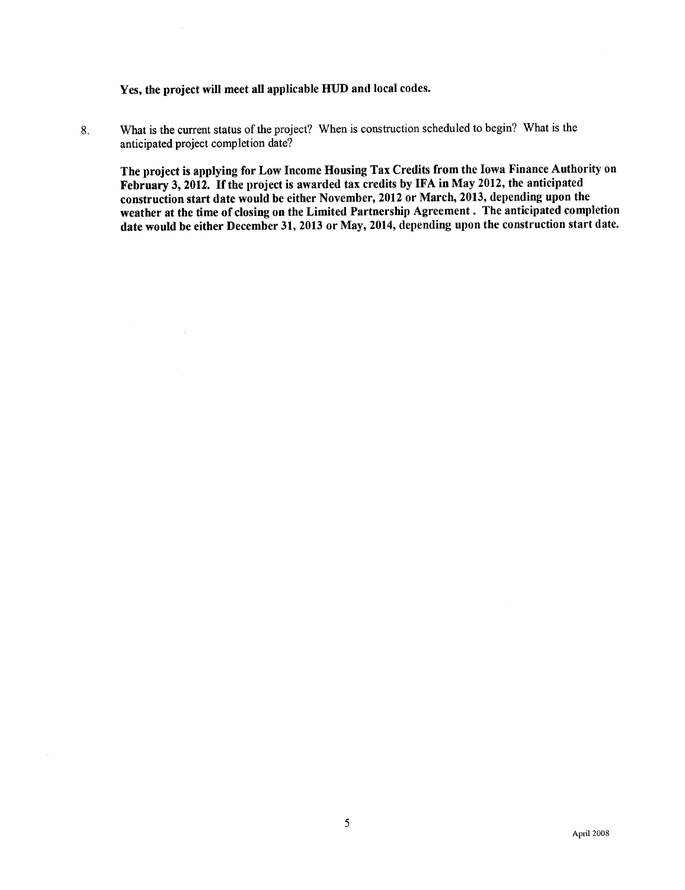**Yes, the project will meet all applicable HUD and local codes.**

8. What is the current status of the project? When is construction scheduled to begin? What is the anticipated project completion date?

   **The project is applying for Low Income Housing Tax Credits from the Iowa Finance Authority on February 3, 2012. If the project is awarded tax credits by IFA in May 2012, the anticipated construction start date would be either November, 2012 or March, 2013, depending upon the weather at the time of closing on the Limited Partnership Agreement . The anticipated completion date would be either December 31, 2013 or May, 2014, depending upon the construction start date.**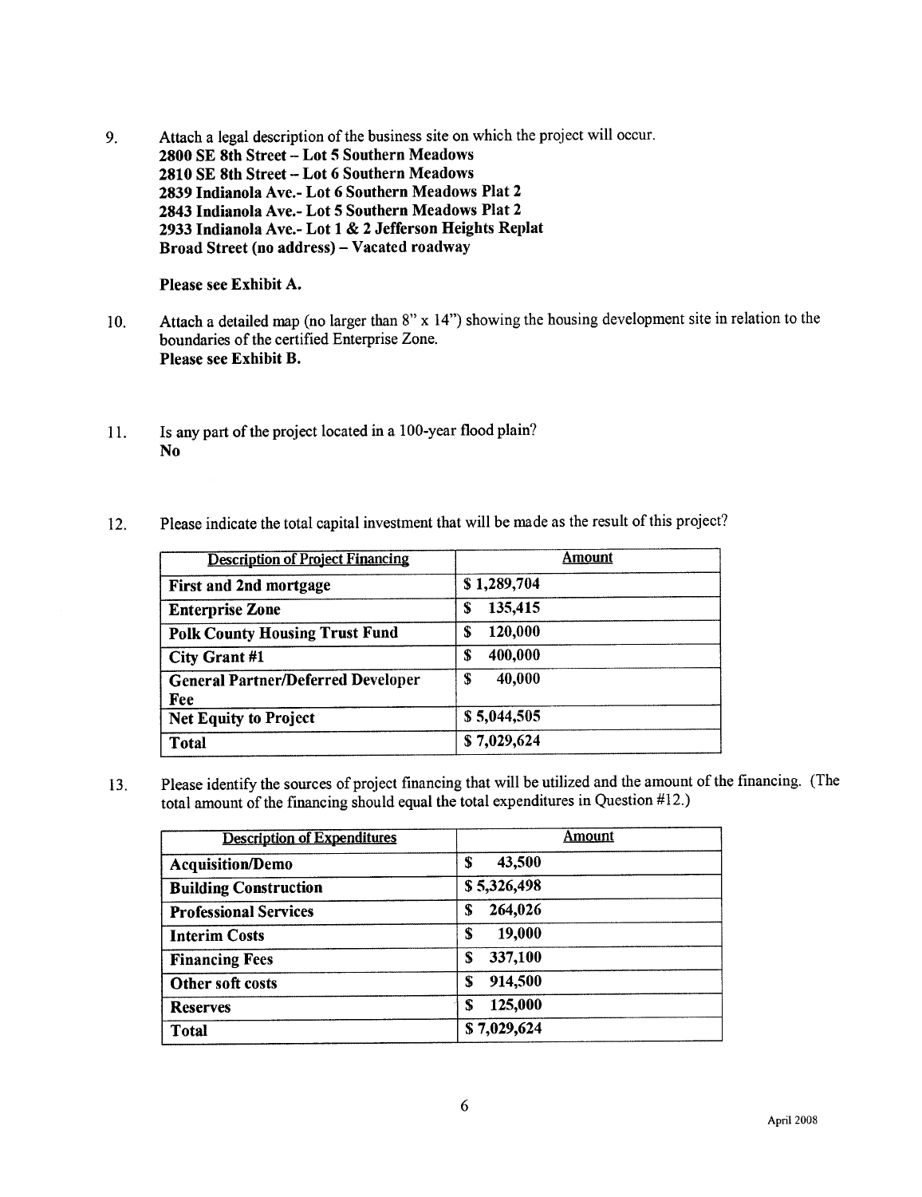9. Attach a legal description of the business site on which the project will occur.
   **2800 SE 8th Street – Lot 5 Southern Meadows**
   **2810 SE 8th Street – Lot 6 Southern Meadows**
   **2839 Indianola Ave.- Lot 6 Southern Meadows Plat 2**
   **2843 Indianola Ave.- Lot 5 Southern Meadows Plat 2**
   **2933 Indianola Ave.- Lot 1 & 2 Jefferson Heights Replat**
   **Broad Street (no address) – Vacated roadway**

   **Please see Exhibit A.**

10. Attach a detailed map (no larger than 8" x 14") showing the housing development site in relation to the boundaries of the certified Enterprise Zone.
    **Please see Exhibit B.**

11. Is any part of the project located in a 100-year flood plain?
    **No**

12. Please indicate the total capital investment that will be made as the result of this project?

| Description of Project Financing | Amount |
|---|---|
| **First and 2nd mortgage** | **$ 1,289,704** |
| **Enterprise Zone** | **$ 135,415** |
| **Polk County Housing Trust Fund** | **$ 120,000** |
| **City Grant #1** | **$ 400,000** |
| **General Partner/Deferred Developer Fee** | **$ 40,000** |
| **Net Equity to Project** | **$ 5,044,505** |
| **Total** | **$ 7,029,624** |

13. Please identify the sources of project financing that will be utilized and the amount of the financing. (The total amount of the financing should equal the total expenditures in Question #12.)

| Description of Expenditures | Amount |
|---|---|
| **Acquisition/Demo** | **$ 43,500** |
| **Building Construction** | **$ 5,326,498** |
| **Professional Services** | **$ 264,026** |
| **Interim Costs** | **$ 19,000** |
| **Financing Fees** | **$ 337,100** |
| **Other soft costs** | **$ 914,500** |
| **Reserves** | **$ 125,000** |
| **Total** | **$ 7,029,624** |

April 2008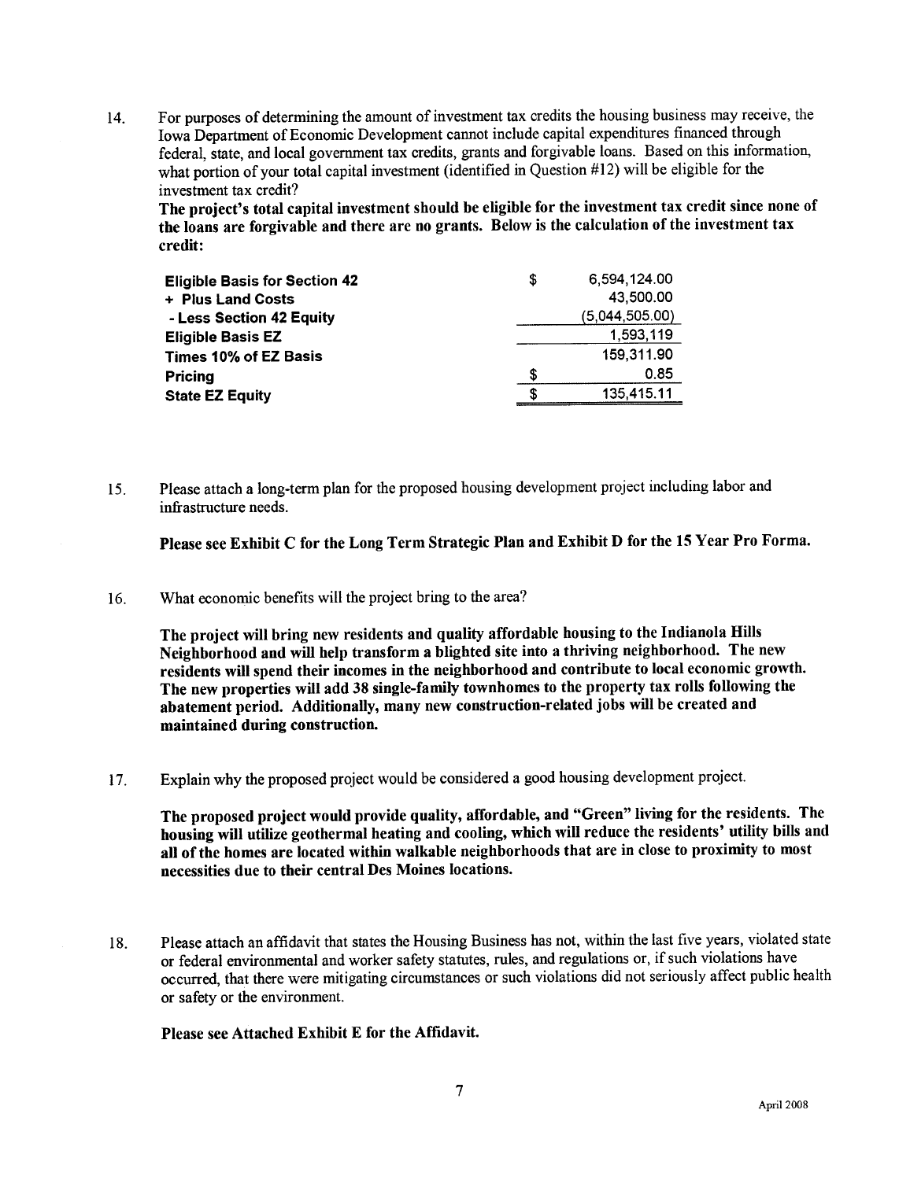14. For purposes of determining the amount of investment tax credits the housing business may receive, the Iowa Department of Economic Development cannot include capital expenditures financed through federal, state, and local government tax credits, grants and forgivable loans. Based on this information, what portion of your total capital investment (identified in Question #12) will be eligible for the investment tax credit?

    **The project's total capital investment should be eligible for the investment tax credit since none of the loans are forgivable and there are no grants. Below is the calculation of the investment tax credit:**

| | | |
|---|---|---|
| **Eligible Basis for Section 42** | $ | 6,594,124.00 |
| **+ Plus Land Costs** | | 43,500.00 |
| **- Less Section 42 Equity** | | (5,044,505.00) |
| **Eligible Basis EZ** | | 1,593,119 |
| **Times 10% of EZ Basis** | | 159,311.90 |
| **Pricing** | $ | 0.85 |
| **State EZ Equity** | $ | 135,415.11 |

15. Please attach a long-term plan for the proposed housing development project including labor and infrastructure needs.

    **Please see Exhibit C for the Long Term Strategic Plan and Exhibit D for the 15 Year Pro Forma.**

16. What economic benefits will the project bring to the area?

    **The project will bring new residents and quality affordable housing to the Indianola Hills Neighborhood and will help transform a blighted site into a thriving neighborhood. The new residents will spend their incomes in the neighborhood and contribute to local economic growth. The new properties will add 38 single-family townhomes to the property tax rolls following the abatement period. Additionally, many new construction-related jobs will be created and maintained during construction.**

17. Explain why the proposed project would be considered a good housing development project.

    **The proposed project would provide quality, affordable, and "Green" living for the residents. The housing will utilize geothermal heating and cooling, which will reduce the residents' utility bills and all of the homes are located within walkable neighborhoods that are in close to proximity to most necessities due to their central Des Moines locations.**

18. Please attach an affidavit that states the Housing Business has not, within the last five years, violated state or federal environmental and worker safety statutes, rules, and regulations or, if such violations have occurred, that there were mitigating circumstances or such violations did not seriously affect public health or safety or the environment.

    **Please see Attached Exhibit E for the Affidavit.**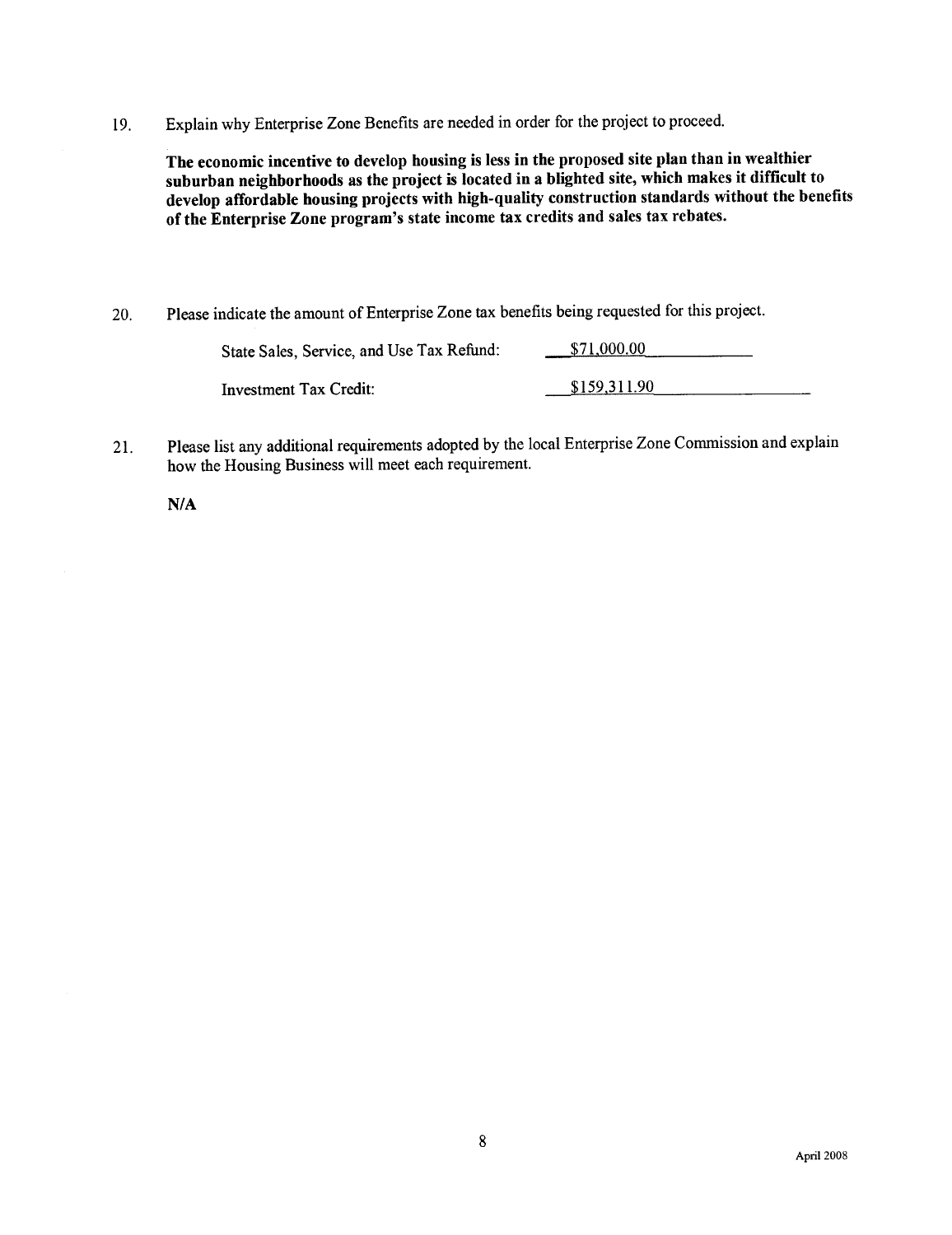19. Explain why Enterprise Zone Benefits are needed in order for the project to proceed.

    **The economic incentive to develop housing is less in the proposed site plan than in wealthier suburban neighborhoods as the project is located in a blighted site, which makes it difficult to develop affordable housing projects with high-quality construction standards without the benefits of the Enterprise Zone program's state income tax credits and sales tax rebates.**

20. Please indicate the amount of Enterprise Zone tax benefits being requested for this project.

    State Sales, Service, and Use Tax Refund: $71,000.00

    Investment Tax Credit: $159,311.90

21. Please list any additional requirements adopted by the local Enterprise Zone Commission and explain how the Housing Business will meet each requirement.

    **N/A**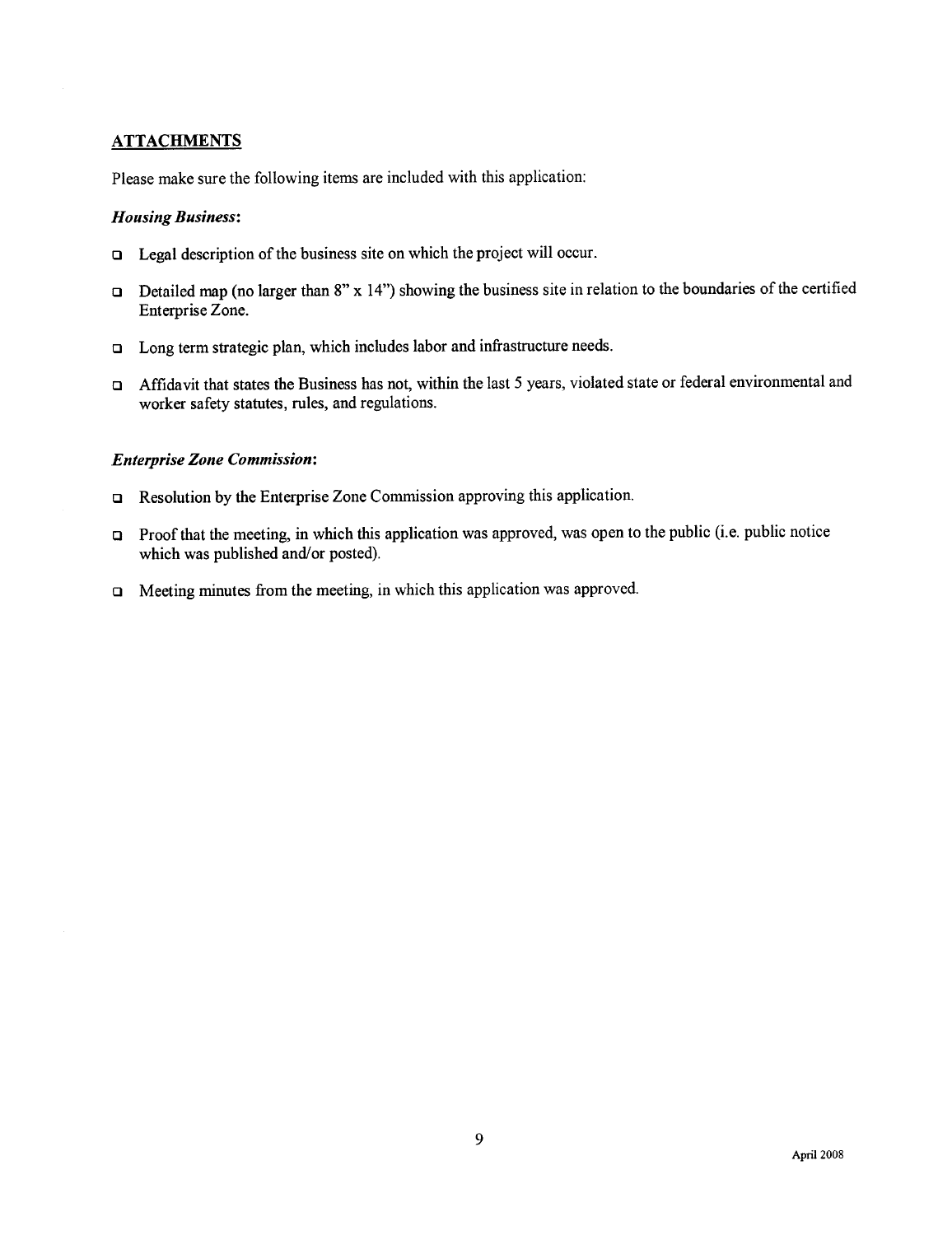## ATTACHMENTS

Please make sure the following items are included with this application:

***Housing Business:***

- ☐ Legal description of the business site on which the project will occur.
- ☐ Detailed map (no larger than 8" x 14") showing the business site in relation to the boundaries of the certified Enterprise Zone.
- ☐ Long term strategic plan, which includes labor and infrastructure needs.
- ☐ Affidavit that states the Business has not, within the last 5 years, violated state or federal environmental and worker safety statutes, rules, and regulations.

***Enterprise Zone Commission:***

- ☐ Resolution by the Enterprise Zone Commission approving this application.
- ☐ Proof that the meeting, in which this application was approved, was open to the public (i.e. public notice which was published and/or posted).
- ☐ Meeting minutes from the meeting, in which this application was approved.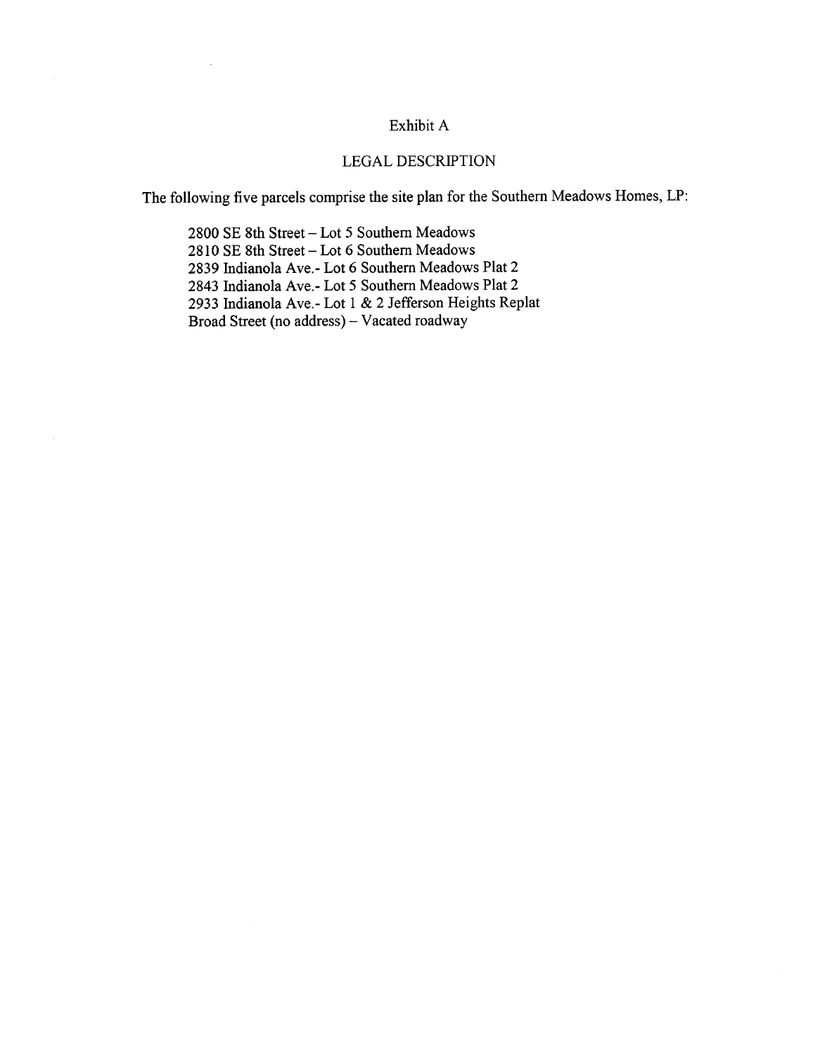# Exhibit A

## LEGAL DESCRIPTION

The following five parcels comprise the site plan for the Southern Meadows Homes, LP:

2800 SE 8th Street – Lot 5 Southern Meadows
2810 SE 8th Street – Lot 6 Southern Meadows
2839 Indianola Ave.- Lot 6 Southern Meadows Plat 2
2843 Indianola Ave.- Lot 5 Southern Meadows Plat 2
2933 Indianola Ave.- Lot 1 & 2 Jefferson Heights Replat
Broad Street (no address) – Vacated roadway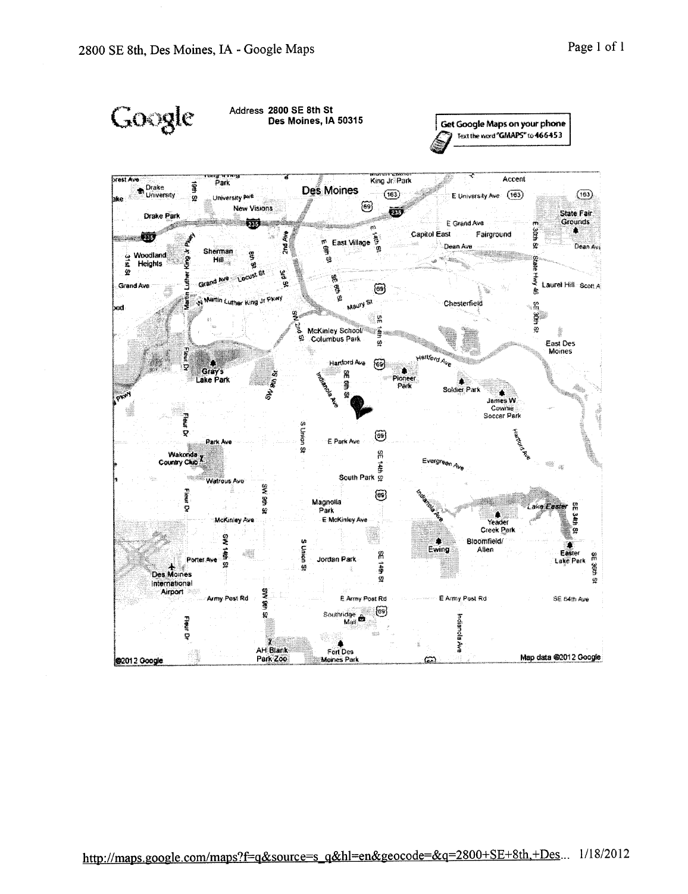# 2800 SE 8th, Des Moines, IA - Google Maps

Google

Address **2800 SE 8th St**
**Des Moines, IA 50315**

**Get Google Maps on your phone**
Text the word "GMAPS" to 466453

©2012 Google

Map data ©2012 Google

http://maps.google.com/maps?f=q&source=s_q&hl=en&geocode=&q=2800+SE+8th,+Des... 1/18/2012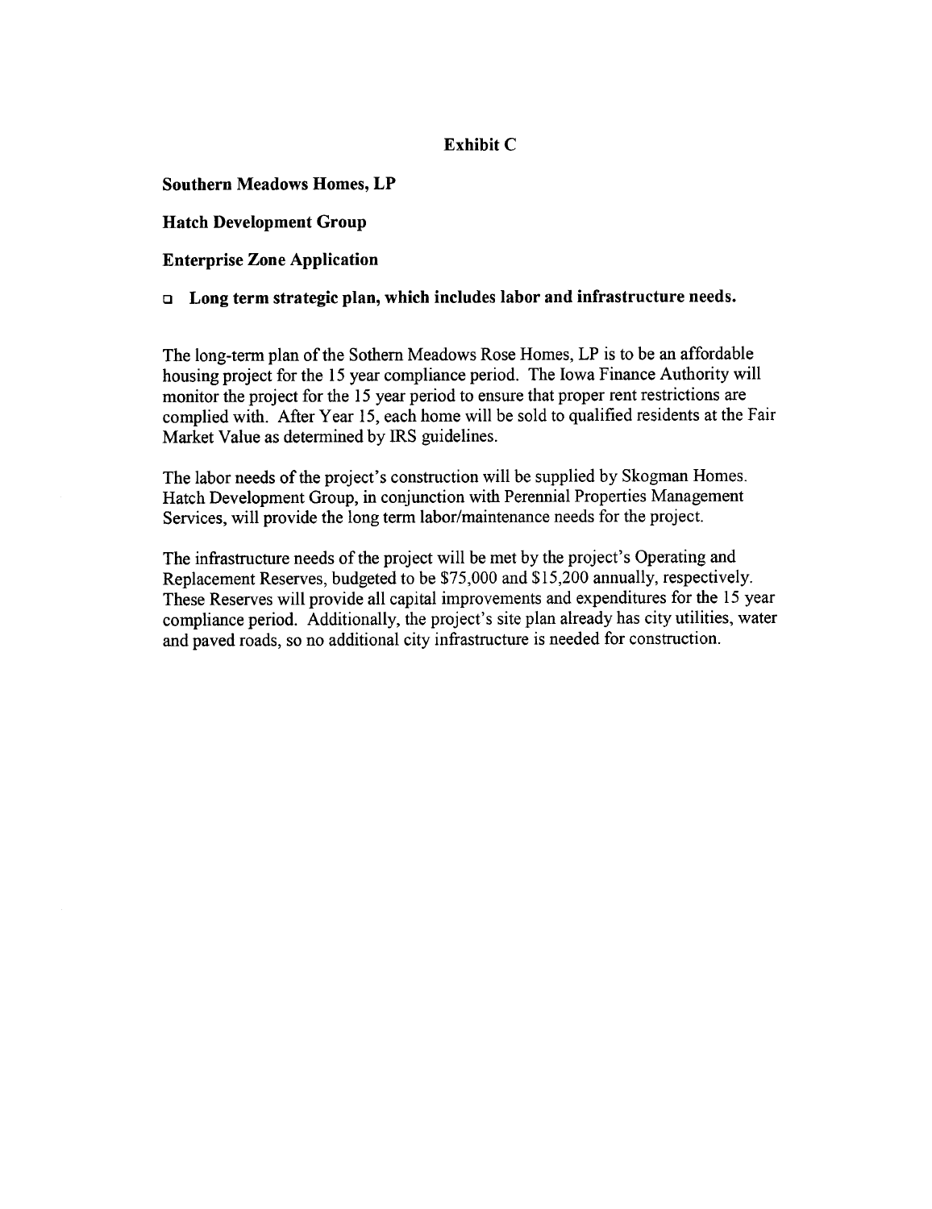# Exhibit C

**Southern Meadows Homes, LP**

**Hatch Development Group**

**Enterprise Zone Application**

- **Long term strategic plan, which includes labor and infrastructure needs.**

The long-term plan of the Sothern Meadows Rose Homes, LP is to be an affordable housing project for the 15 year compliance period. The Iowa Finance Authority will monitor the project for the 15 year period to ensure that proper rent restrictions are complied with. After Year 15, each home will be sold to qualified residents at the Fair Market Value as determined by IRS guidelines.

The labor needs of the project's construction will be supplied by Skogman Homes. Hatch Development Group, in conjunction with Perennial Properties Management Services, will provide the long term labor/maintenance needs for the project.

The infrastructure needs of the project will be met by the project's Operating and Replacement Reserves, budgeted to be $75,000 and $15,200 annually, respectively. These Reserves will provide all capital improvements and expenditures for the 15 year compliance period. Additionally, the project's site plan already has city utilities, water and paved roads, so no additional city infrastructure is needed for construction.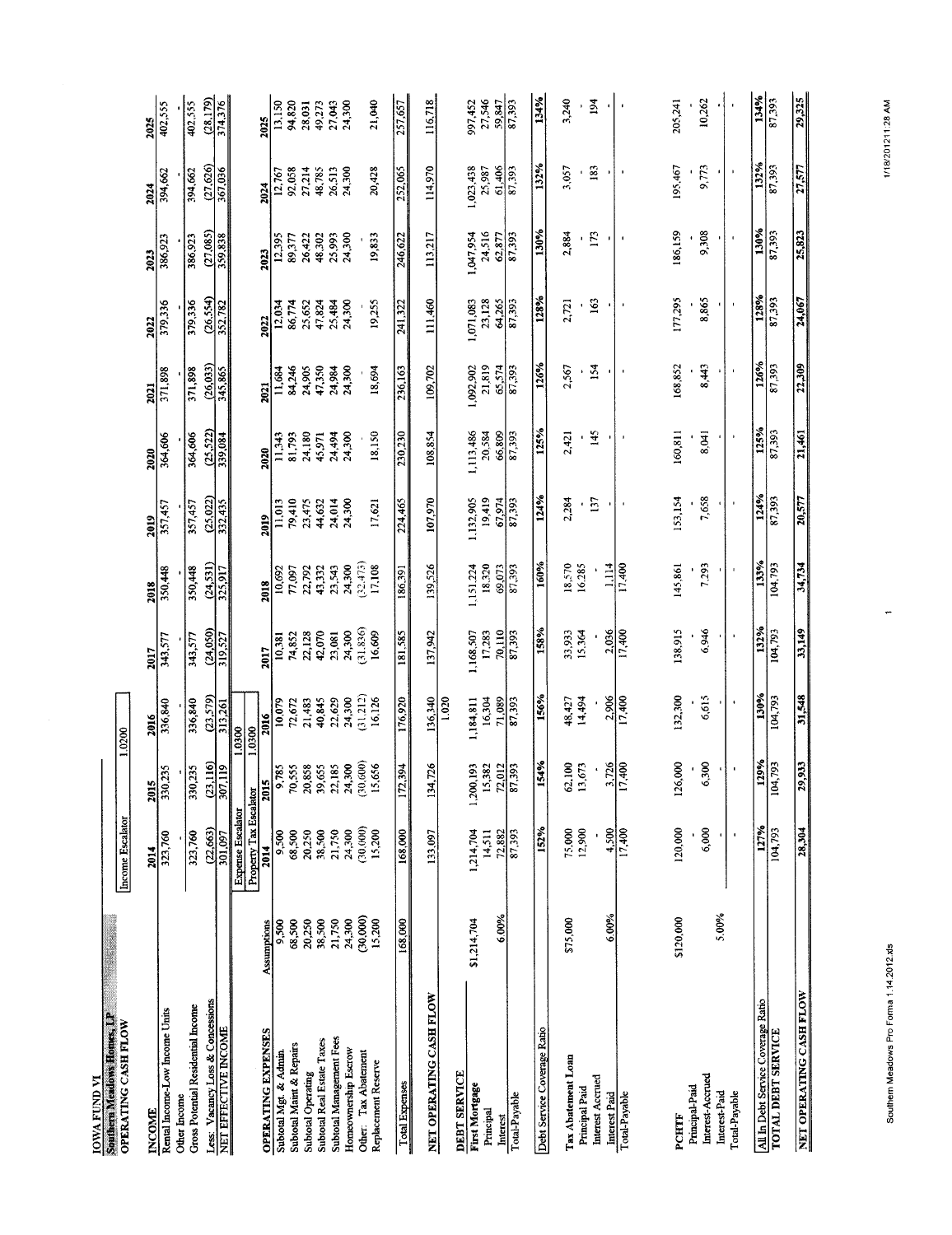**IOWA FUND VI**
**Southern Meadows Homes, LP**
**OPERATING CASH FLOW**

Income Escalator 1.0200

| INCOME | | 2014 | 2015 | 2016 | 2017 | 2018 | 2019 | 2020 | 2021 | 2022 | 2023 | 2024 | 2025 |
|---|---|---|---|---|---|---|---|---|---|---|---|---|---|
| Rental Income-Low Income Units | | 323,760 | 330,235 | 336,840 | 343,577 | 350,448 | 357,457 | 364,606 | 371,898 | 379,336 | 386,923 | 394,662 | 402,555 |
| Other Income | | - | - | - | - | - | - | - | - | - | - | - | - |
| Gross Potential Residential Income | | 323,760 | 330,235 | 336,840 | 343,577 | 350,448 | 357,457 | 364,606 | 371,898 | 379,336 | 386,923 | 394,662 | 402,555 |
| Less: Vacancy Loss & Concessions | | (22,663) | (23,116) | (23,579) | (24,050) | (24,531) | (25,022) | (25,522) | (26,033) | (26,554) | (27,085) | (27,626) | (28,179) |
| NET EFFECTIVE INCOME | | 301,097 | 307,119 | 313,261 | 319,527 | 325,917 | 332,435 | 339,084 | 345,865 | 352,782 | 359,838 | 367,036 | 374,376 |

Expense Escalator 1.0300
Property Tax Escalator 1.0300

| OPERATING EXPENSES | Assumptions | 2014 | 2015 | 2016 | 2017 | 2018 | 2019 | 2020 | 2021 | 2022 | 2023 | 2024 | 2025 |
|---|---|---|---|---|---|---|---|---|---|---|---|---|---|
| Subtotal Mgt. & Admin | 9,500 | 9,500 | 9,785 | 10,079 | 10,381 | 10,692 | 11,013 | 11,343 | 11,684 | 12,034 | 12,395 | 12,767 | 13,150 |
| Subtotal Maint & Repairs | 68,500 | 68,500 | 70,555 | 72,672 | 74,852 | 77,097 | 79,410 | 81,793 | 84,246 | 86,774 | 89,377 | 92,058 | 94,820 |
| Subtotal Operating | 20,250 | 20,250 | 20,858 | 21,483 | 22,128 | 22,792 | 23,475 | 24,180 | 24,905 | 25,652 | 26,422 | 27,214 | 28,031 |
| Subtotal Real Estate Taxes | 38,500 | 38,500 | 39,655 | 40,845 | 42,070 | 43,332 | 44,632 | 45,971 | 47,350 | 47,824 | 48,302 | 48,785 | 49,273 |
| Subtotal Management Fees | 21,750 | 21,750 | 22,185 | 22,629 | 23,081 | 23,543 | 24,014 | 24,494 | 24,984 | 25,484 | 25,993 | 26,513 | 27,043 |
| Homeownership Escrow | 24,300 | 24,300 | 24,300 | 24,300 | 24,300 | 24,300 | 24,300 | 24,300 | 24,300 | 24,300 | 24,300 | 24,300 | 24,300 |
| Other: Tax Abatement | (30,000) | (30,000) | (30,600) | (31,212) | (31,836) | (32,473) | - | - | - | - | - | - | - |
| Replacement Reserve | 15,200 | 15,200 | 15,656 | 16,126 | 16,609 | 17,108 | 17,621 | 18,150 | 18,694 | 19,255 | 19,833 | 20,428 | 21,040 |
| Total Expenses | 168,000 | 168,000 | 172,394 | 176,920 | 181,585 | 186,391 | 224,465 | 230,230 | 236,163 | 241,322 | 246,622 | 252,065 | 257,657 |
| | | | | | | | | | | | | | |
| NET OPERATING CASH FLOW | | 133,097 | 134,726 | 136,340 | 137,942 | 139,526 | 107,970 | 108,854 | 109,702 | 111,460 | 113,217 | 114,970 | 116,718 |
| | | | | 1.020 | | | | | | | | | |
| **DEBT SERVICE** | | | | | | | | | | | | | |
| First Mortgage | $1,214,704 | 1,214,704 | 1,200,193 | 1,184,811 | 1,168,507 | 1,151,224 | 1,132,905 | 1,113,486 | 1,092,902 | 1,071,083 | 1,047,954 | 1,023,438 | 997,452 |
| Principal | | 14,511 | 15,382 | 16,304 | 17,283 | 18,320 | 19,419 | 20,584 | 21,819 | 23,128 | 24,516 | 25,987 | 27,546 |
| Interest | 6.00% | 72,882 | 72,012 | 71,089 | 70,110 | 69,073 | 67,974 | 66,809 | 65,574 | 64,265 | 62,877 | 61,406 | 59,847 |
| Total-Payable | | 87,393 | 87,393 | 87,393 | 87,393 | 87,393 | 87,393 | 87,393 | 87,393 | 87,393 | 87,393 | 87,393 | 87,393 |
| | | | | | | | | | | | | | |
| Debt Service Coverage Ratio | | 152% | 154% | 156% | 158% | 160% | 124% | 125% | 126% | 128% | 130% | 132% | 134% |
| | | | | | | | | | | | | | |
| Tax Abatement Loan | $75,000 | 75,000 | 62,100 | 48,427 | 33,933 | 18,570 | 2,284 | 2,421 | 2,567 | 2,721 | 2,884 | 3,057 | 3,240 |
| Principal Paid | | 12,900 | 13,673 | 14,494 | 15,364 | 16,285 | - | - | - | - | - | - | - |
| Interest Accrued | | - | - | - | - | - | 137 | 145 | 154 | 163 | 173 | 183 | 194 |
| Interest Paid | 6.00% | 4,500 | 3,726 | 2,906 | 2,036 | 1,114 | - | - | - | - | - | - | - |
| Total-Payable | | 17,400 | 17,400 | 17,400 | 17,400 | 17,400 | - | - | - | - | - | - | - |
| | | | | | | | | | | | | | |
| PCHTF | $120,000 | 120,000 | 126,000 | 132,300 | 138,915 | 145,861 | 153,154 | 160,811 | 168,852 | 177,295 | 186,159 | 195,467 | 205,241 |
| Principal-Paid | | - | - | - | - | - | - | - | - | - | - | - | - |
| Interest-Accrued | 5.00% | 6,000 | 6,300 | 6,615 | 6,946 | 7,293 | 7,658 | 8,041 | 8,443 | 8,865 | 9,308 | 9,773 | 10,262 |
| Interest-Paid | | - | - | - | - | - | - | - | - | - | - | - | - |
| Total-Payable | | - | - | - | - | - | - | - | - | - | - | - | - |
| | | | | | | | | | | | | | |
| All In Debt Service Coverage Ratio | | 127% | 129% | 130% | 132% | 133% | 124% | 125% | 126% | 128% | 130% | 132% | 134% |
| TOTAL DEBT SERVICE | | 104,793 | 104,793 | 104,793 | 104,793 | 104,793 | 87,393 | 87,393 | 87,393 | 87,393 | 87,393 | 87,393 | 87,393 |
| | | | | | | | | | | | | | |
| NET OPERATING CASH FLOW | | 28,304 | 29,933 | 31,548 | 33,149 | 34,734 | 20,577 | 21,461 | 22,309 | 24,067 | 25,823 | 27,577 | 29,325 |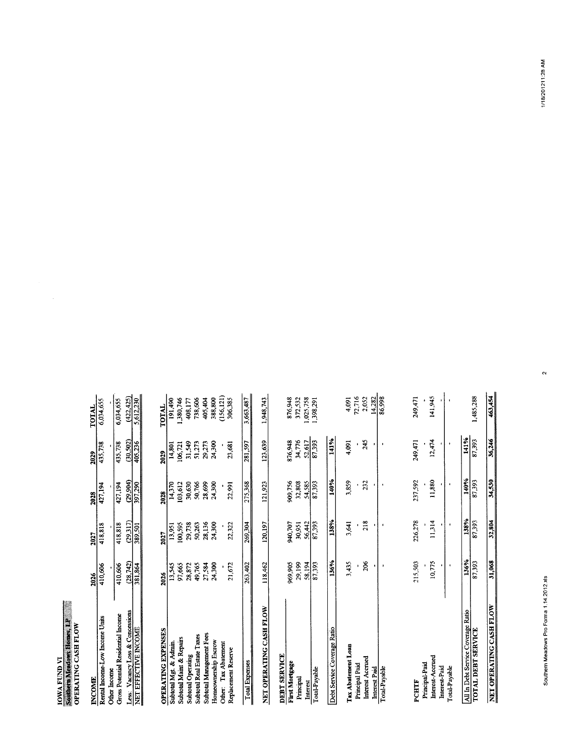**IOWA FUND VI**

**Southern Meadows Homes, LP**

**OPERATING CASH FLOW**

| INCOME | 2026 | 2027 | 2028 | 2029 | TOTAL |
|---|---|---|---|---|---|
| Rental Income-Low Income Units | 410,606 | 418,818 | 427,194 | 435,738 | 6,034,655 |
| Other Income | - | - | - | - | - |
| Gross Potential Residential Income | 410,606 | 418,818 | 427,194 | 435,738 | 6,034,655 |
| Less: Vacancy Loss & Concessions | (28,742) | (29,317) | (29,904) | (30,502) | (422,425) |
| NET EFFECTIVE INCOME | 381,864 | 389,501 | 397,290 | 405,236 | 5,612,230 |

| OPERATING EXPENSES | 2026 | 2027 | 2028 | 2029 | TOTAL |
|---|---|---|---|---|---|
| Subtotal Mgt. & Admin. | 13,545 | 13,951 | 14,370 | 14,801 | 191,490 |
| Subtotal Maint & Repairs | 97,665 | 100,595 | 103,612 | 106,721 | 1,380,746 |
| Subtotal Operating | 28,872 | 29,738 | 30,630 | 31,549 | 408,177 |
| Subtotal Real Estate Taxes | 49,765 | 50,263 | 50,766 | 51,273 | 738,606 |
| Subtotal Management Fees | 27,584 | 28,136 | 28,699 | 29,273 | 405,404 |
| Homeownership Escrow | 24,300 | 24,300 | 24,300 | 24,300 | 388,800 |
| Other: Tax Abatement | - | - | - | - | (156,121) |
| Replacement Reserve | 21,672 | 22,322 | 22,991 | 23,681 | 306,385 |
| Total Expenses | 263,402 | 269,304 | 275,368 | 281,597 | 3,663,487 |
| NET OPERATING CASH FLOW | 118,462 | 120,197 | 121,923 | 123,639 | 1,948,743 |

| DEBT SERVICE | 2026 | 2027 | 2028 | 2029 | TOTAL |
|---|---|---|---|---|---|
| **First Mortgage** | 969,905 | 940,707 | 909,756 | 876,948 | 876,948 |
| Principal | 29,199 | 30,951 | 32,808 | 34,776 | 372,532 |
| Interest | 58,194 | 56,442 | 54,585 | 52,617 | 1,025,758 |
| Total-Payable | 87,393 | 87,393 | 87,393 | 87,393 | 1,398,291 |
| Debt Service Coverage Ratio | 136% | 138% | 140% | 141% | |
| **Tax Abatement Loan** | 3,435 | 3,641 | 3,859 | 4,091 | 4,091 |
| Principal Paid | - | - | - | - | 72,716 |
| Interest Accrued | 206 | 218 | 232 | 245 | 2,052 |
| Interest Paid | - | - | - | - | 14,282 |
| Total-Payable | - | - | - | - | 86,998 |
| **PCHTF** | 215,503 | 226,278 | 237,592 | 249,471 | 249,471 |
| Principal-Paid | - | - | - | - | - |
| Interest-Accrued | 10,775 | 11,314 | 11,880 | 12,474 | 141,945 |
| Interest-Paid | - | - | - | - | - |
| Total-Payable | - | - | - | - | - |
| All In Debt Service Coverage Ratio | 136% | 138% | 140% | 141% | |
| TOTAL DEBT SERVICE | 87,393 | 87,393 | 87,393 | 87,393 | 1,485,288 |
| NET OPERATING CASH FLOW | 31,068 | 32,804 | 34,530 | 36,246 | 463,454 |

Southern Meadows Pro Forma 1.14.2012.xls

1/18/2012 11:28 AM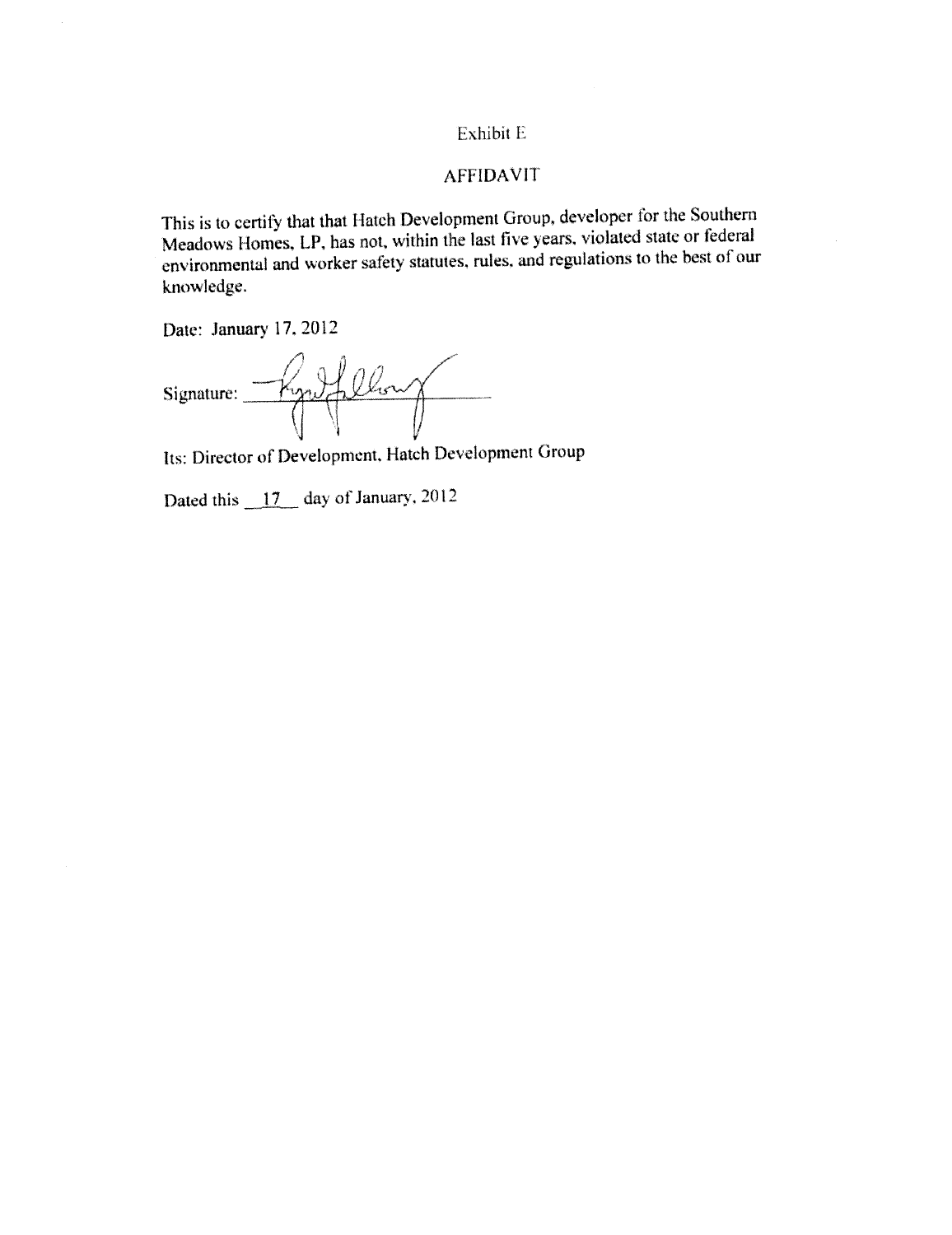Exhibit E

## AFFIDAVIT

This is to certify that that Hatch Development Group, developer for the Southern Meadows Homes, LP, has not, within the last five years, violated state or federal environmental and worker safety statutes, rules, and regulations to the best of our knowledge.

Date: January 17, 2012

Signature: ______________________

Its: Director of Development, Hatch Development Group

Dated this \_\_17\_\_ day of January, 2012